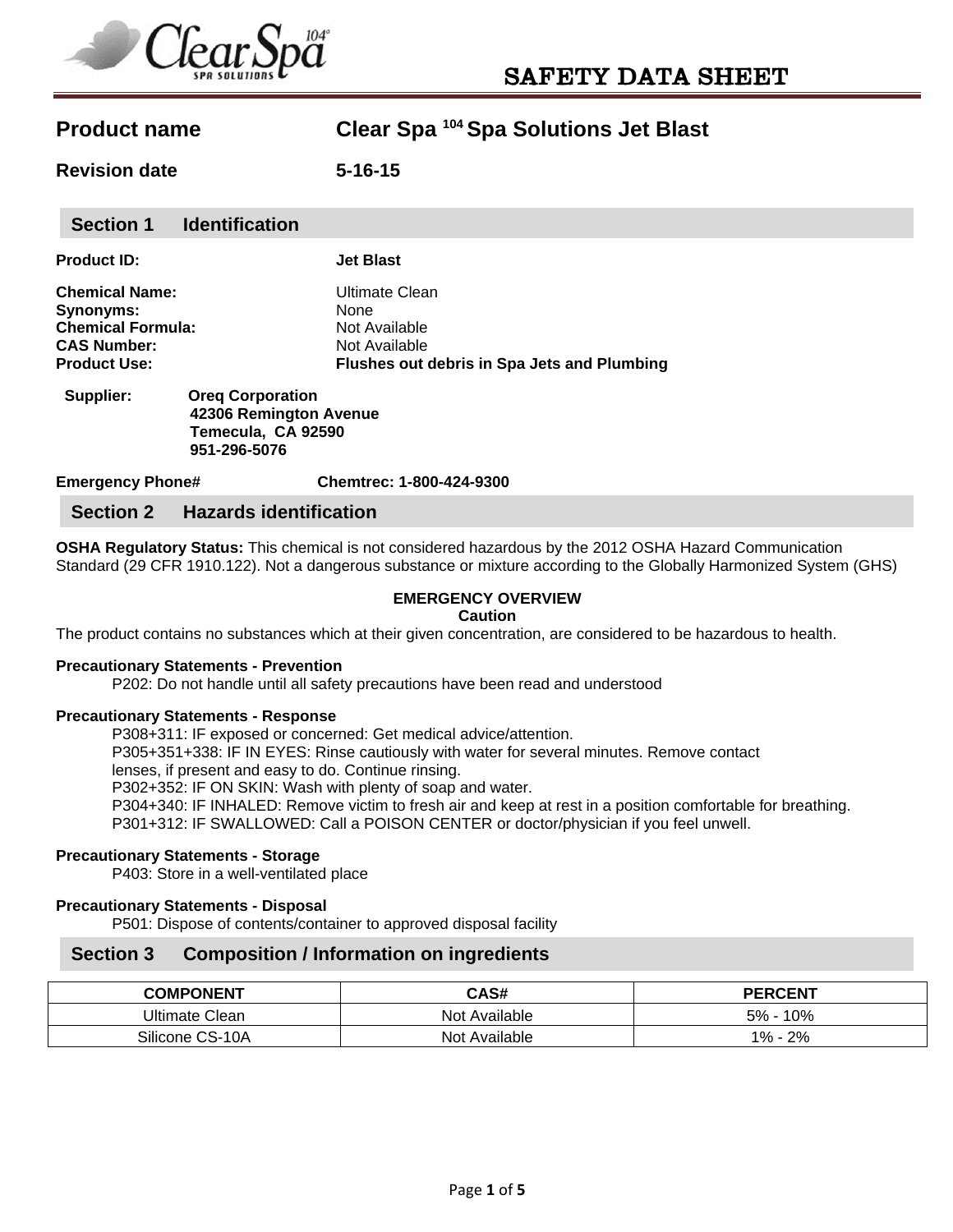# SAFETY DATA SHEET

**Product name** Clear Spa 104 Spa Solutions Jet Blast

**Revision date** 5-16-15

## Section 1 Identification

**Product ID:** **Jet Blast**

**Chemical Name:** Ultimate Clean
**Synonyms:** None
**Chemical Formula:** Not Available
**CAS Number:** Not Available
**Product Use:** **Flushes out debris in Spa Jets and Plumbing**

**Supplier:** **Oreq Corporation**
**42306 Remington Avenue**
**Temecula, CA 92590**
**951-296-5076**

**Emergency Phone#** **Chemtrec: 1-800-424-9300**

## Section 2 Hazards identification

**OSHA Regulatory Status:** This chemical is not considered hazardous by the 2012 OSHA Hazard Communication Standard (29 CFR 1910.122). Not a dangerous substance or mixture according to the Globally Harmonized System (GHS)

**EMERGENCY OVERVIEW**
**Caution**

The product contains no substances which at their given concentration, are considered to be hazardous to health.

**Precautionary Statements - Prevention**

P202: Do not handle until all safety precautions have been read and understood

**Precautionary Statements - Response**

P308+311: IF exposed or concerned: Get medical advice/attention.
P305+351+338: IF IN EYES: Rinse cautiously with water for several minutes. Remove contact lenses, if present and easy to do. Continue rinsing.
P302+352: IF ON SKIN: Wash with plenty of soap and water.
P304+340: IF INHALED: Remove victim to fresh air and keep at rest in a position comfortable for breathing.
P301+312: IF SWALLOWED: Call a POISON CENTER or doctor/physician if you feel unwell.

**Precautionary Statements - Storage**

P403: Store in a well-ventilated place

**Precautionary Statements - Disposal**

P501: Dispose of contents/container to approved disposal facility

## Section 3 Composition / Information on ingredients

| COMPONENT | CAS# | PERCENT |
|---|---|---|
| Ultimate Clean | Not Available | 5% - 10% |
| Silicone CS-10A | Not Available | 1% - 2% |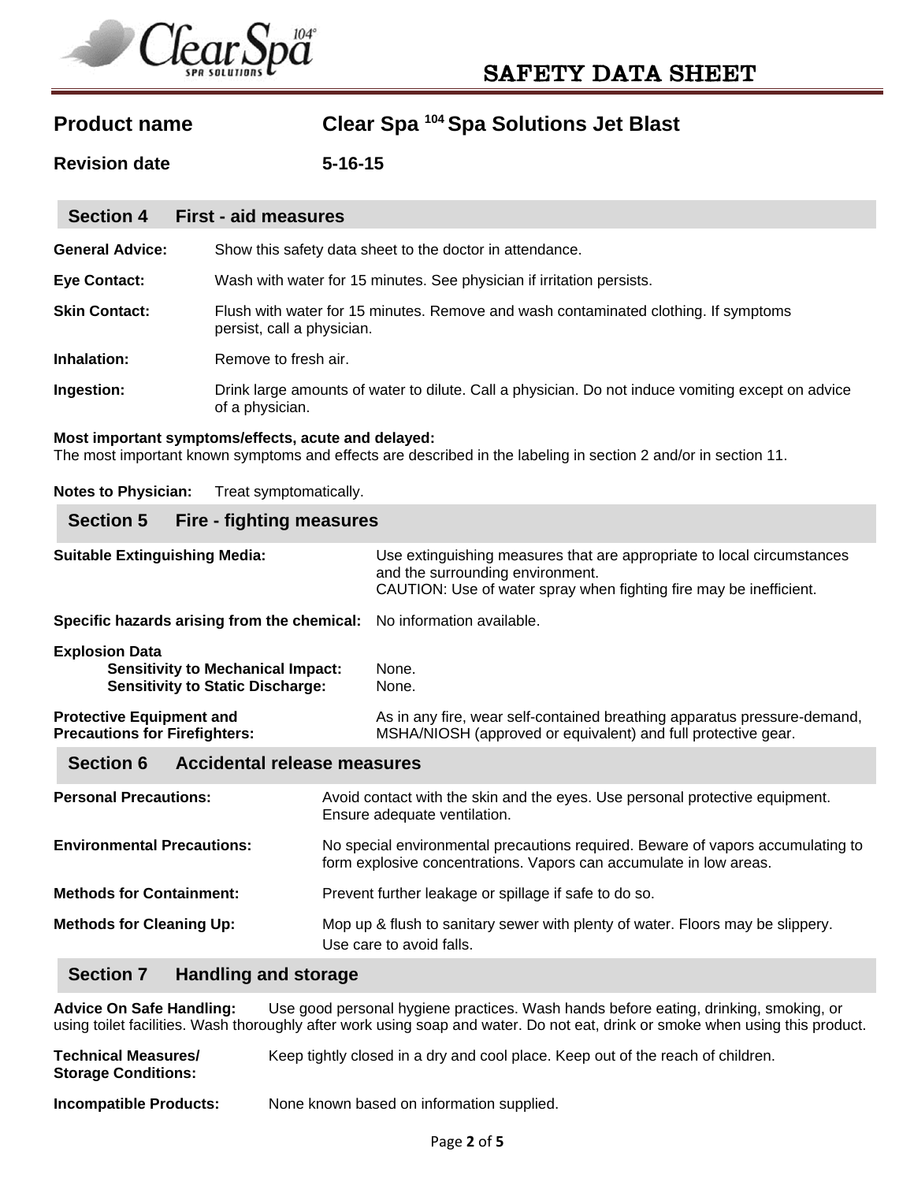# SAFETY DATA SHEET

**Product name** Clear Spa [104] Spa Solutions Jet Blast

**Revision date** 5-16-15

## Section 4 First - aid measures

**General Advice:** Show this safety data sheet to the doctor in attendance.

**Eye Contact:** Wash with water for 15 minutes. See physician if irritation persists.

**Skin Contact:** Flush with water for 15 minutes. Remove and wash contaminated clothing. If symptoms persist, call a physician.

**Inhalation:** Remove to fresh air.

**Ingestion:** Drink large amounts of water to dilute. Call a physician. Do not induce vomiting except on advice of a physician.

**Most important symptoms/effects, acute and delayed:**
The most important known symptoms and effects are described in the labeling in section 2 and/or in section 11.

**Notes to Physician:** Treat symptomatically.

## Section 5 Fire - fighting measures

**Suitable Extinguishing Media:** Use extinguishing measures that are appropriate to local circumstances and the surrounding environment.
CAUTION: Use of water spray when fighting fire may be inefficient.

**Specific hazards arising from the chemical:** No information available.

**Explosion Data**
- **Sensitivity to Mechanical Impact:** None.
- **Sensitivity to Static Discharge:** None.

**Protective Equipment and Precautions for Firefighters:** As in any fire, wear self-contained breathing apparatus pressure-demand, MSHA/NIOSH (approved or equivalent) and full protective gear.

## Section 6 Accidental release measures

**Personal Precautions:** Avoid contact with the skin and the eyes. Use personal protective equipment. Ensure adequate ventilation.

**Environmental Precautions:** No special environmental precautions required. Beware of vapors accumulating to form explosive concentrations. Vapors can accumulate in low areas.

**Methods for Containment:** Prevent further leakage or spillage if safe to do so.

**Methods for Cleaning Up:** Mop up & flush to sanitary sewer with plenty of water. Floors may be slippery. Use care to avoid falls.

## Section 7 Handling and storage

**Advice On Safe Handling:** Use good personal hygiene practices. Wash hands before eating, drinking, smoking, or using toilet facilities. Wash thoroughly after work using soap and water. Do not eat, drink or smoke when using this product.

**Technical Measures/ Storage Conditions:** Keep tightly closed in a dry and cool place. Keep out of the reach of children.

**Incompatible Products:** None known based on information supplied.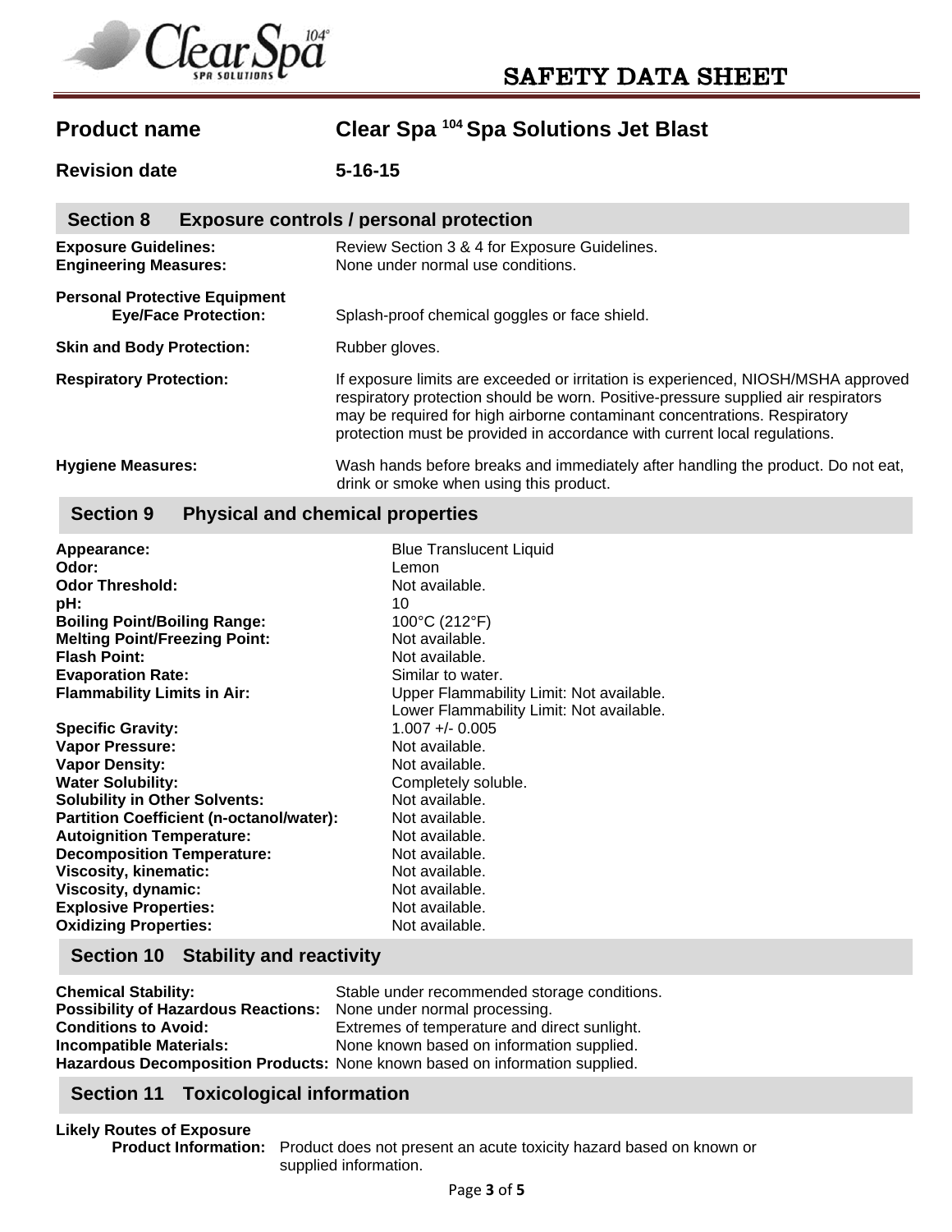# SAFETY DATA SHEET

**Product name** Clear Spa [104] Spa Solutions Jet Blast

**Revision date** 5-16-15

## Section 8 Exposure controls / personal protection

**Exposure Guidelines:** Review Section 3 & 4 for Exposure Guidelines.
**Engineering Measures:** None under normal use conditions.

**Personal Protective Equipment**
**Eye/Face Protection:** Splash-proof chemical goggles or face shield.

**Skin and Body Protection:** Rubber gloves.

**Respiratory Protection:** If exposure limits are exceeded or irritation is experienced, NIOSH/MSHA approved respiratory protection should be worn. Positive-pressure supplied air respirators may be required for high airborne contaminant concentrations. Respiratory protection must be provided in accordance with current local regulations.

**Hygiene Measures:** Wash hands before breaks and immediately after handling the product. Do not eat, drink or smoke when using this product.

## Section 9 Physical and chemical properties

| | |
|---|---|
| **Appearance:** | Blue Translucent Liquid |
| **Odor:** | Lemon |
| **Odor Threshold:** | Not available. |
| **pH:** | 10 |
| **Boiling Point/Boiling Range:** | 100°C (212°F) |
| **Melting Point/Freezing Point:** | Not available. |
| **Flash Point:** | Not available. |
| **Evaporation Rate:** | Similar to water. |
| **Flammability Limits in Air:** | Upper Flammability Limit: Not available.<br>Lower Flammability Limit: Not available. |
| **Specific Gravity:** | 1.007 +/- 0.005 |
| **Vapor Pressure:** | Not available. |
| **Vapor Density:** | Not available. |
| **Water Solubility:** | Completely soluble. |
| **Solubility in Other Solvents:** | Not available. |
| **Partition Coefficient (n-octanol/water):** | Not available. |
| **Autoignition Temperature:** | Not available. |
| **Decomposition Temperature:** | Not available. |
| **Viscosity, kinematic:** | Not available. |
| **Viscosity, dynamic:** | Not available. |
| **Explosive Properties:** | Not available. |
| **Oxidizing Properties:** | Not available. |

## Section 10 Stability and reactivity

**Chemical Stability:** Stable under recommended storage conditions.
**Possibility of Hazardous Reactions:** None under normal processing.
**Conditions to Avoid:** Extremes of temperature and direct sunlight.
**Incompatible Materials:** None known based on information supplied.
**Hazardous Decomposition Products:** None known based on information supplied.

## Section 11 Toxicological information

**Likely Routes of Exposure**

**Product Information:** Product does not present an acute toxicity hazard based on known or supplied information.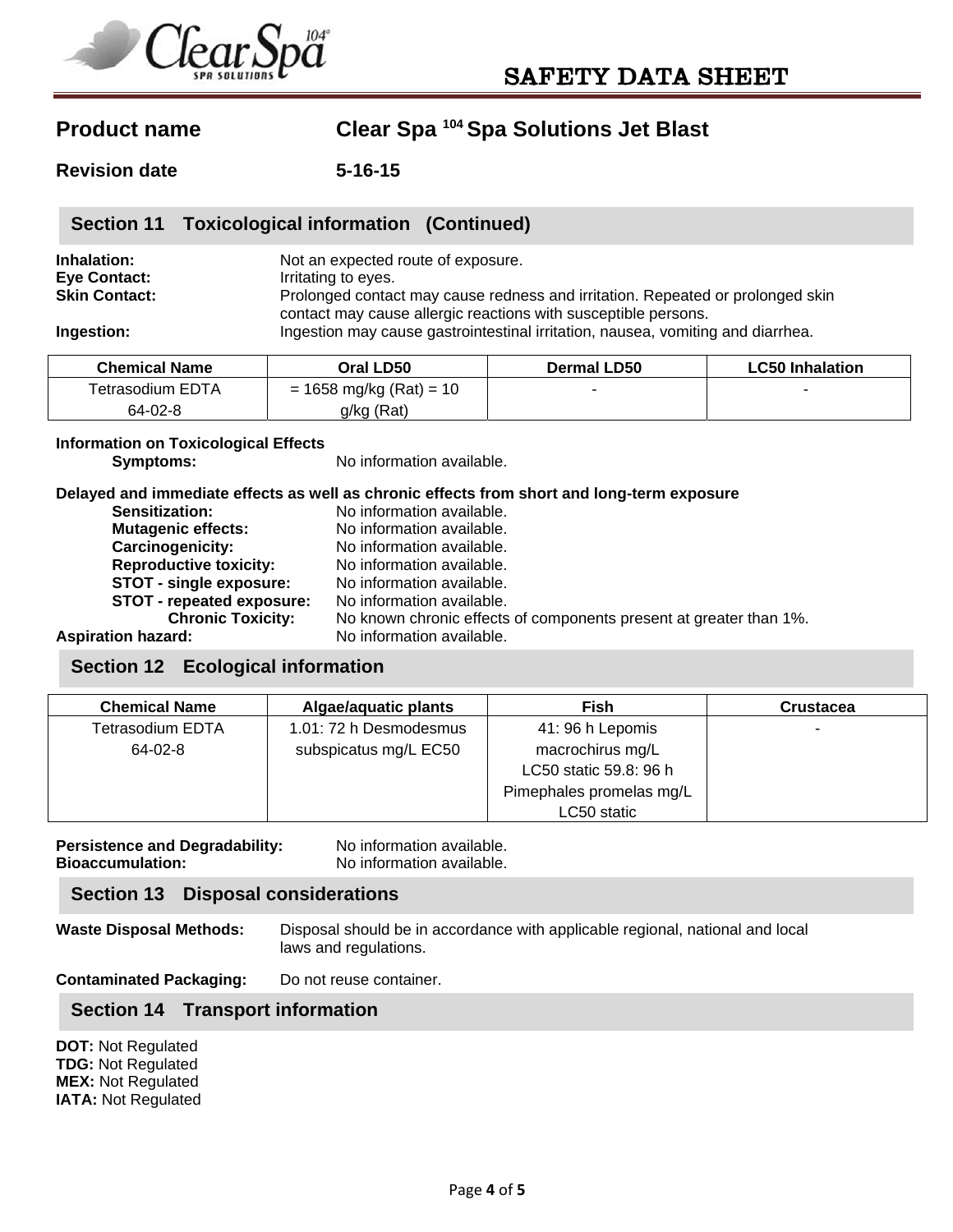**SAFETY DATA SHEET**

**Product name** Clear Spa 104 Spa Solutions Jet Blast

**Revision date** 5-16-15

## Section 11 Toxicological information (Continued)

**Inhalation:** Not an expected route of exposure.
**Eye Contact:** Irritating to eyes.
**Skin Contact:** Prolonged contact may cause redness and irritation. Repeated or prolonged skin contact may cause allergic reactions with susceptible persons.
**Ingestion:** Ingestion may cause gastrointestinal irritation, nausea, vomiting and diarrhea.

| Chemical Name | Oral LD50 | Dermal LD50 | LC50 Inhalation |
|---|---|---|---|
| Tetrasodium EDTA 64-02-8 | = 1658 mg/kg (Rat) = 10 g/kg (Rat) | - | - |

**Information on Toxicological Effects**

**Symptoms:** No information available.

**Delayed and immediate effects as well as chronic effects from short and long-term exposure**

**Sensitization:** No information available.
**Mutagenic effects:** No information available.
**Carcinogenicity:** No information available.
**Reproductive toxicity:** No information available.
**STOT - single exposure:** No information available.
**STOT - repeated exposure:** No information available.
**Chronic Toxicity:** No known chronic effects of components present at greater than 1%.
**Aspiration hazard:** No information available.

## Section 12 Ecological information

| Chemical Name | Algae/aquatic plants | Fish | Crustacea |
|---|---|---|---|
| Tetrasodium EDTA 64-02-8 | 1.01: 72 h Desmodesmus subspicatus mg/L EC50 | 41: 96 h Lepomis macrochirus mg/L LC50 static 59.8: 96 h Pimephales promelas mg/L LC50 static | - |

**Persistence and Degradability:** No information available.
**Bioaccumulation:** No information available.

## Section 13 Disposal considerations

**Waste Disposal Methods:** Disposal should be in accordance with applicable regional, national and local laws and regulations.

**Contaminated Packaging:** Do not reuse container.

## Section 14 Transport information

**DOT:** Not Regulated
**TDG:** Not Regulated
**MEX:** Not Regulated
**IATA:** Not Regulated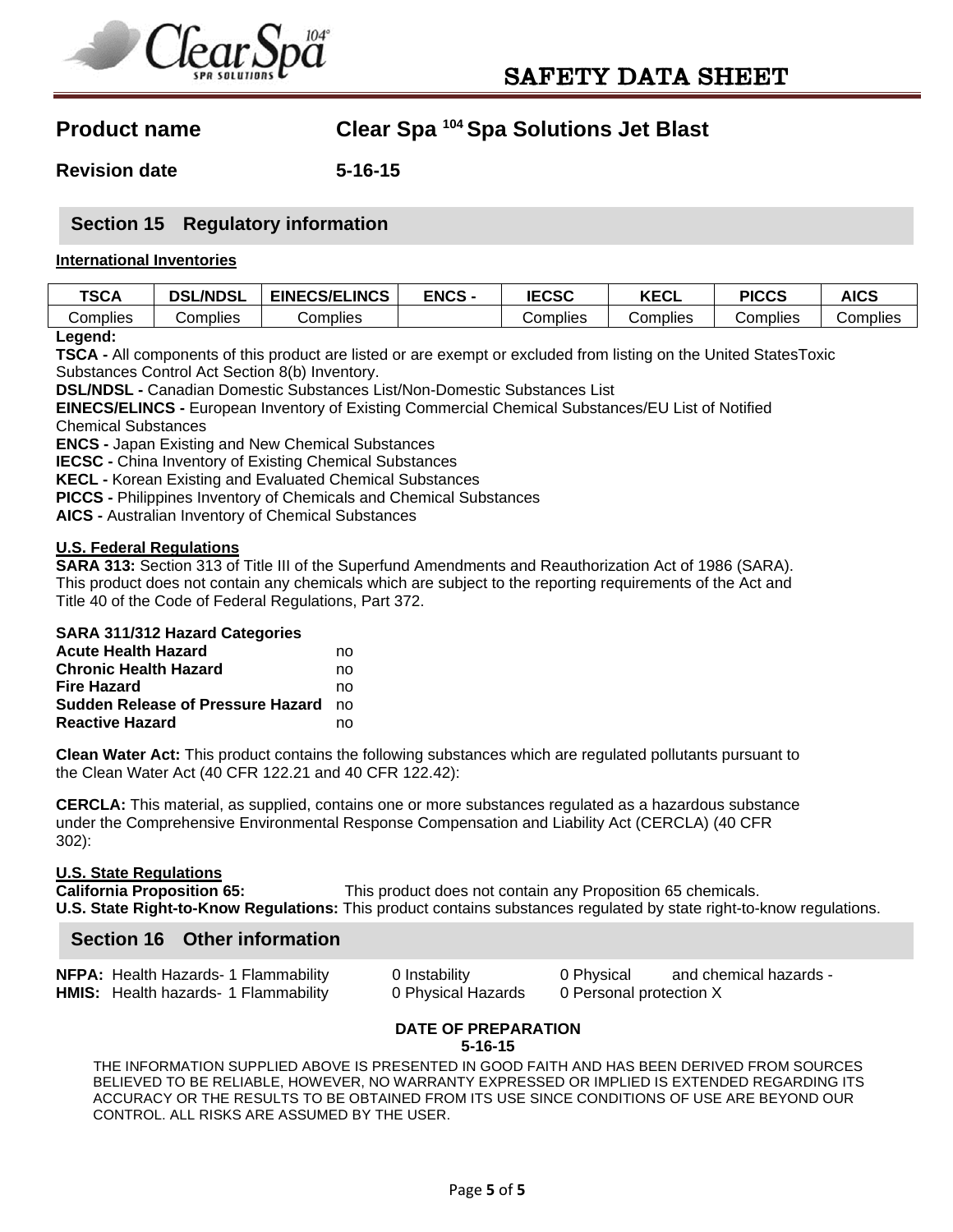# SAFETY DATA SHEET

**Product name** **Clear Spa [104] Spa Solutions Jet Blast**

**Revision date** **5-16-15**

## Section 15 Regulatory information

**International Inventories**

| TSCA | DSL/NDSL | EINECS/ELINCS | ENCS - | IECSC | KECL | PICCS | AICS |
|---|---|---|---|---|---|---|---|
| Complies | Complies | Complies | | Complies | Complies | Complies | Complies |

**Legend:**

**TSCA -** All components of this product are listed or are exempt or excluded from listing on the United StatesToxic Substances Control Act Section 8(b) Inventory.

**DSL/NDSL -** Canadian Domestic Substances List/Non-Domestic Substances List

**EINECS/ELINCS -** European Inventory of Existing Commercial Chemical Substances/EU List of Notified Chemical Substances

**ENCS -** Japan Existing and New Chemical Substances

**IECSC -** China Inventory of Existing Chemical Substances

**KECL -** Korean Existing and Evaluated Chemical Substances

**PICCS -** Philippines Inventory of Chemicals and Chemical Substances

**AICS -** Australian Inventory of Chemical Substances

**U.S. Federal Regulations**

**SARA 313:** Section 313 of Title III of the Superfund Amendments and Reauthorization Act of 1986 (SARA). This product does not contain any chemicals which are subject to the reporting requirements of the Act and Title 40 of the Code of Federal Regulations, Part 372.

**SARA 311/312 Hazard Categories**

| | |
|---|---|
| **Acute Health Hazard** | no |
| **Chronic Health Hazard** | no |
| **Fire Hazard** | no |
| **Sudden Release of Pressure Hazard** | no |
| **Reactive Hazard** | no |

**Clean Water Act:** This product contains the following substances which are regulated pollutants pursuant to the Clean Water Act (40 CFR 122.21 and 40 CFR 122.42):

**CERCLA:** This material, as supplied, contains one or more substances regulated as a hazardous substance under the Comprehensive Environmental Response Compensation and Liability Act (CERCLA) (40 CFR 302):

**U.S. State Regulations**

**California Proposition 65:** This product does not contain any Proposition 65 chemicals.

**U.S. State Right-to-Know Regulations:** This product contains substances regulated by state right-to-know regulations.

## Section 16 Other information

**NFPA:** Health Hazards- 1 Flammability 0 Instability 0 Physical and chemical hazards -

**HMIS:** Health hazards- 1 Flammability 0 Physical Hazards 0 Personal protection X

**DATE OF PREPARATION**
**5-16-15**

THE INFORMATION SUPPLIED ABOVE IS PRESENTED IN GOOD FAITH AND HAS BEEN DERIVED FROM SOURCES BELIEVED TO BE RELIABLE, HOWEVER, NO WARRANTY EXPRESSED OR IMPLIED IS EXTENDED REGARDING ITS ACCURACY OR THE RESULTS TO BE OBTAINED FROM ITS USE SINCE CONDITIONS OF USE ARE BEYOND OUR CONTROL. ALL RISKS ARE ASSUMED BY THE USER.